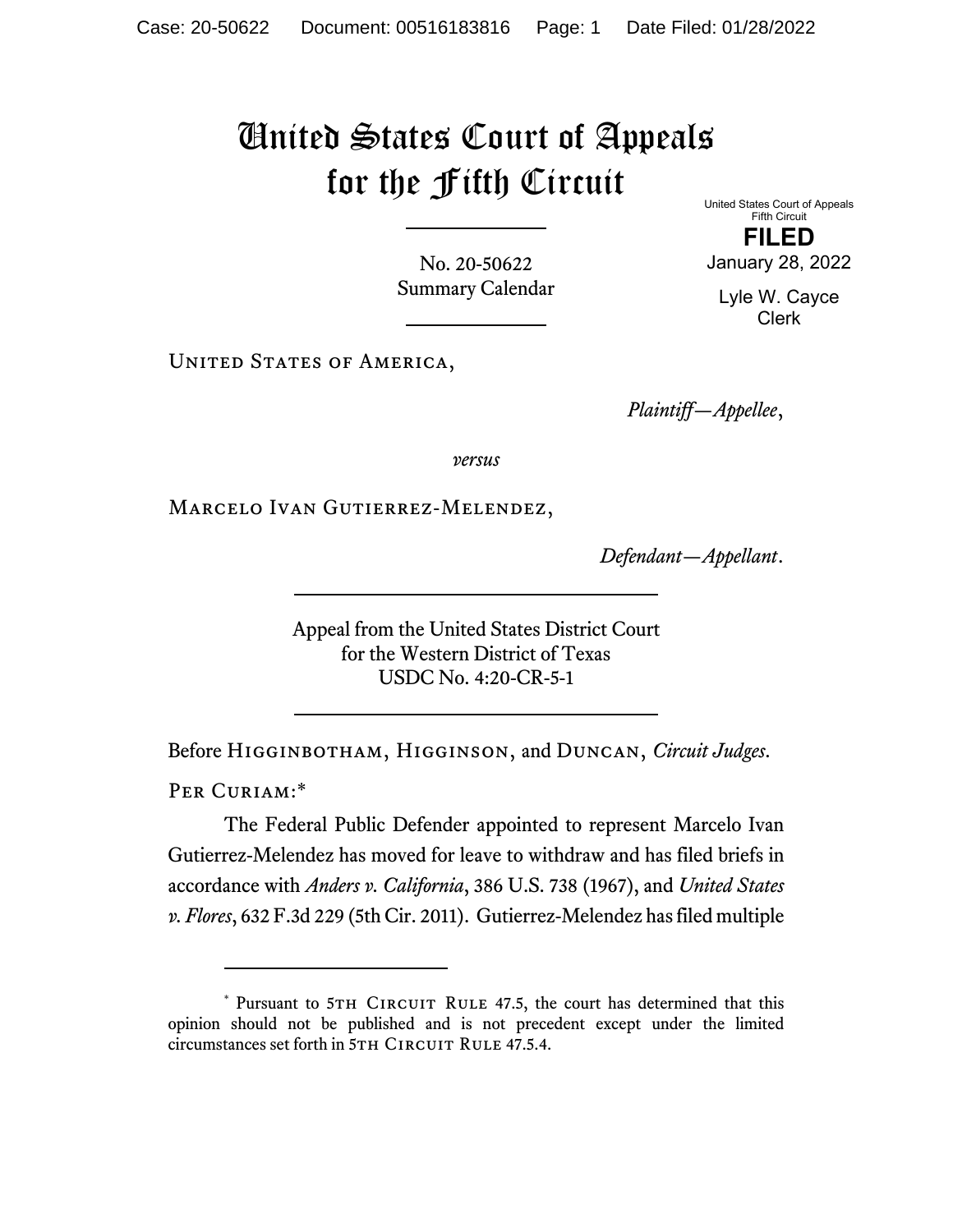# United States Court of Appeals for the Fifth Circuit

United States Court of Appeals
Fifth Circuit

**FILED**

January 28, 2022

Lyle W. Cayce
Clerk

No. 20-50622
Summary Calendar

United States of America,

*Plaintiff—Appellee*,

*versus*

Marcelo Ivan Gutierrez-Melendez,

*Defendant—Appellant*.

Appeal from the United States District Court
for the Western District of Texas
USDC No. 4:20-CR-5-1

Before Higginbotham, Higginson, and Duncan, *Circuit Judges*.

Per Curiam:*

The Federal Public Defender appointed to represent Marcelo Ivan Gutierrez-Melendez has moved for leave to withdraw and has filed briefs in accordance with *Anders v. California*, 386 U.S. 738 (1967), and *United States v. Flores*, 632 F.3d 229 (5th Cir. 2011). Gutierrez-Melendez has filed multiple

---

\* Pursuant to 5th Circuit Rule 47.5, the court has determined that this opinion should not be published and is not precedent except under the limited circumstances set forth in 5th Circuit Rule 47.5.4.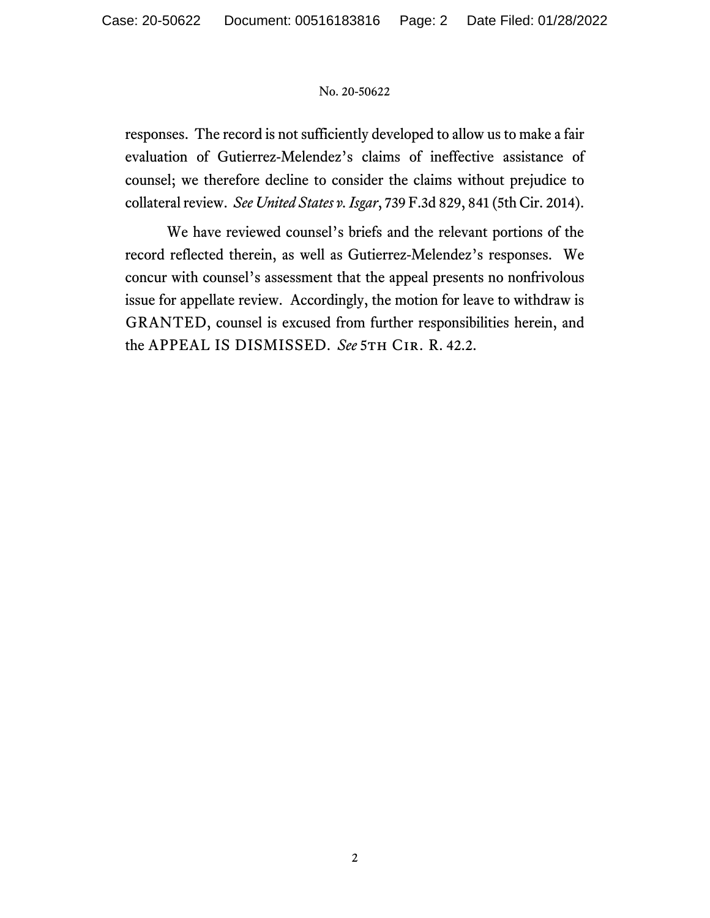responses. The record is not sufficiently developed to allow us to make a fair evaluation of Gutierrez-Melendez's claims of ineffective assistance of counsel; we therefore decline to consider the claims without prejudice to collateral review. *See United States v. Isgar*, 739 F.3d 829, 841 (5th Cir. 2014).

We have reviewed counsel's briefs and the relevant portions of the record reflected therein, as well as Gutierrez-Melendez's responses. We concur with counsel's assessment that the appeal presents no nonfrivolous issue for appellate review. Accordingly, the motion for leave to withdraw is GRANTED, counsel is excused from further responsibilities herein, and the APPEAL IS DISMISSED. *See* 5TH CIR. R. 42.2.